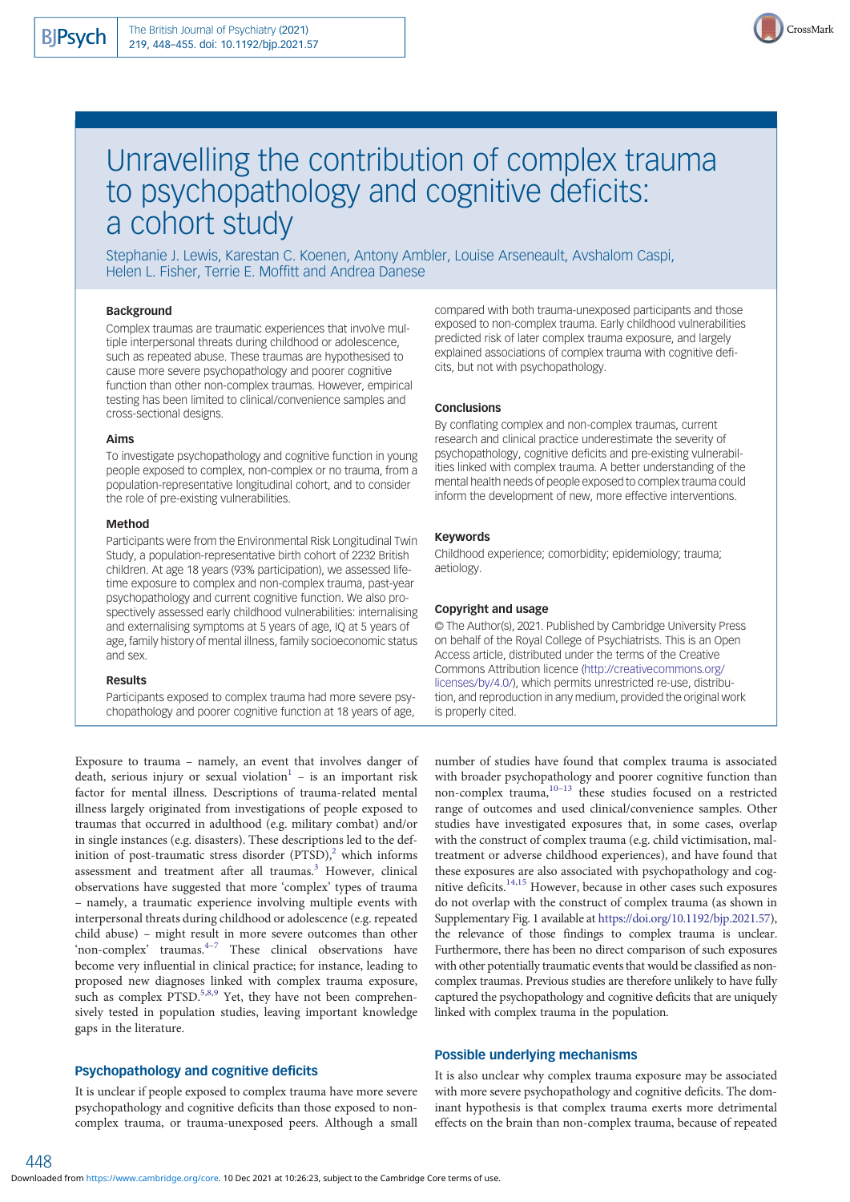# Unravelling the contribution of complex trauma to psychopathology and cognitive deficits: a cohort study

Stephanie J. Lewis, Karestan C. Koenen, Antony Ambler, Louise Arseneault, Avshalom Caspi, Helen L. Fisher, Terrie E. Moffitt and Andrea Danese

### Background

Complex traumas are traumatic experiences that involve multiple interpersonal threats during childhood or adolescence, such as repeated abuse. These traumas are hypothesised to cause more severe psychopathology and poorer cognitive function than other non-complex traumas. However, empirical testing has been limited to clinical/convenience samples and cross-sectional designs.

### Aims

To investigate psychopathology and cognitive function in young people exposed to complex, non-complex or no trauma, from a population-representative longitudinal cohort, and to consider the role of pre-existing vulnerabilities.

### Method

Participants were from the Environmental Risk Longitudinal Twin Study, a population-representative birth cohort of 2232 British children. At age 18 years (93% participation), we assessed lifetime exposure to complex and non-complex trauma, past-year psychopathology and current cognitive function. We also prospectively assessed early childhood vulnerabilities: internalising and externalising symptoms at 5 years of age, IQ at 5 years of age, family history of mental illness, family socioeconomic status and sex.

### Results

Participants exposed to complex trauma had more severe psychopathology and poorer cognitive function at 18 years of age, compared with both trauma-unexposed participants and those exposed to non-complex trauma. Early childhood vulnerabilities predicted risk of later complex trauma exposure, and largely explained associations of complex trauma with cognitive deficits, but not with psychopathology.

### Conclusions

By conflating complex and non-complex traumas, current research and clinical practice underestimate the severity of psychopathology, cognitive deficits and pre-existing vulnerabilities linked with complex trauma. A better understanding of the mental health needs of people exposed to complex trauma could inform the development of new, more effective interventions.

### Keywords

Childhood experience; comorbidity; epidemiology; trauma; aetiology.

### Copyright and usage

© The Author(s), 2021. Published by Cambridge University Press on behalf of the Royal College of Psychiatrists. This is an Open Access article, distributed under the terms of the Creative Commons Attribution licence (http://creativecommons.org/licenses/by/4.0/), which permits unrestricted re-use, distribution, and reproduction in any medium, provided the original work is properly cited.

Exposure to trauma – namely, an event that involves danger of death, serious injury or sexual violation[1] – is an important risk factor for mental illness. Descriptions of trauma-related mental illness largely originated from investigations of people exposed to traumas that occurred in adulthood (e.g. military combat) and/or in single instances (e.g. disasters). These descriptions led to the definition of post-traumatic stress disorder (PTSD),[2] which informs assessment and treatment after all traumas.[3] However, clinical observations have suggested that more 'complex' types of trauma – namely, a traumatic experience involving multiple events with interpersonal threats during childhood or adolescence (e.g. repeated child abuse) – might result in more severe outcomes than other 'non-complex' traumas.[4–7] These clinical observations have become very influential in clinical practice; for instance, leading to proposed new diagnoses linked with complex trauma exposure, such as complex PTSD.[5,8,9] Yet, they have not been comprehensively tested in population studies, leaving important knowledge gaps in the literature.

## Psychopathology and cognitive deficits

It is unclear if people exposed to complex trauma have more severe psychopathology and cognitive deficits than those exposed to non-complex trauma, or trauma-unexposed peers. Although a small number of studies have found that complex trauma is associated with broader psychopathology and poorer cognitive function than non-complex trauma,[10–13] these studies focused on a restricted range of outcomes and used clinical/convenience samples. Other studies have investigated exposures that, in some cases, overlap with the construct of complex trauma (e.g. child victimisation, maltreatment or adverse childhood experiences), and have found that these exposures are also associated with psychopathology and cognitive deficits.[14,15] However, because in other cases such exposures do not overlap with the construct of complex trauma (as shown in Supplementary Fig. 1 available at https://doi.org/10.1192/bjp.2021.57), the relevance of those findings to complex trauma is unclear. Furthermore, there has been no direct comparison of such exposures with other potentially traumatic events that would be classified as non-complex traumas. Previous studies are therefore unlikely to have fully captured the psychopathology and cognitive deficits that are uniquely linked with complex trauma in the population.

## Possible underlying mechanisms

It is also unclear why complex trauma exposure may be associated with more severe psychopathology and cognitive deficits. The dominant hypothesis is that complex trauma exerts more detrimental effects on the brain than non-complex trauma, because of repeated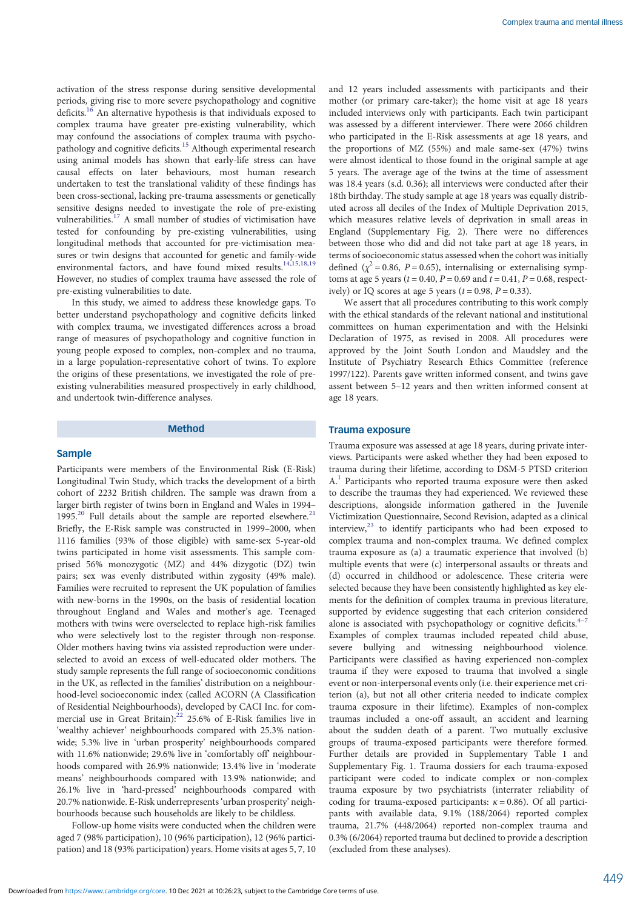activation of the stress response during sensitive developmental periods, giving rise to more severe psychopathology and cognitive deficits.[16] An alternative hypothesis is that individuals exposed to complex trauma have greater pre-existing vulnerability, which may confound the associations of complex trauma with psychopathology and cognitive deficits.[15] Although experimental research using animal models has shown that early-life stress can have causal effects on later behaviours, most human research undertaken to test the translational validity of these findings has been cross-sectional, lacking pre-trauma assessments or genetically sensitive designs needed to investigate the role of pre-existing vulnerabilities.[17] A small number of studies of victimisation have tested for confounding by pre-existing vulnerabilities, using longitudinal methods that accounted for pre-victimisation measures or twin designs that accounted for genetic and family-wide environmental factors, and have found mixed results.[14,15,18,19] However, no studies of complex trauma have assessed the role of pre-existing vulnerabilities to date.

In this study, we aimed to address these knowledge gaps. To better understand psychopathology and cognitive deficits linked with complex trauma, we investigated differences across a broad range of measures of psychopathology and cognitive function in young people exposed to complex, non-complex and no trauma, in a large population-representative cohort of twins. To explore the origins of these presentations, we investigated the role of pre-existing vulnerabilities measured prospectively in early childhood, and undertook twin-difference analyses.

## Method

### Sample

Participants were members of the Environmental Risk (E-Risk) Longitudinal Twin Study, which tracks the development of a birth cohort of 2232 British children. The sample was drawn from a larger birth register of twins born in England and Wales in 1994–1995.[20] Full details about the sample are reported elsewhere.[21] Briefly, the E-Risk sample was constructed in 1999–2000, when 1116 families (93% of those eligible) with same-sex 5-year-old twins participated in home visit assessments. This sample comprised 56% monozygotic (MZ) and 44% dizygotic (DZ) twin pairs; sex was evenly distributed within zygosity (49% male). Families were recruited to represent the UK population of families with new-borns in the 1990s, on the basis of residential location throughout England and Wales and mother's age. Teenaged mothers with twins were overselected to replace high-risk families who were selectively lost to the register through non-response. Older mothers having twins via assisted reproduction were underselected to avoid an excess of well-educated older mothers. The study sample represents the full range of socioeconomic conditions in the UK, as reflected in the families' distribution on a neighbourhood-level socioeconomic index (called ACORN (A Classification of Residential Neighbourhoods), developed by CACI Inc. for commercial use in Great Britain):[22] 25.6% of E-Risk families live in 'wealthy achiever' neighbourhoods compared with 25.3% nationwide; 5.3% live in 'urban prosperity' neighbourhoods compared with 11.6% nationwide; 29.6% live in 'comfortably off' neighbourhoods compared with 26.9% nationwide; 13.4% live in 'moderate means' neighbourhoods compared with 13.9% nationwide; and 26.1% live in 'hard-pressed' neighbourhoods compared with 20.7% nationwide. E-Risk underrepresents 'urban prosperity' neighbourhoods because such households are likely to be childless.

Follow-up home visits were conducted when the children were aged 7 (98% participation), 10 (96% participation), 12 (96% participation) and 18 (93% participation) years. Home visits at ages 5, 7, 10 and 12 years included assessments with participants and their mother (or primary care-taker); the home visit at age 18 years included interviews only with participants. Each twin participant was assessed by a different interviewer. There were 2066 children who participated in the E-Risk assessments at age 18 years, and the proportions of MZ (55%) and male same-sex (47%) twins were almost identical to those found in the original sample at age 5 years. The average age of the twins at the time of assessment was 18.4 years (s.d. 0.36); all interviews were conducted after their 18th birthday. The study sample at age 18 years was equally distributed across all deciles of the Index of Multiple Deprivation 2015, which measures relative levels of deprivation in small areas in England (Supplementary Fig. 2). There were no differences between those who did and did not take part at age 18 years, in terms of socioeconomic status assessed when the cohort was initially defined ($\chi^2 = 0.86$, $P = 0.65$), internalising or externalising symptoms at age 5 years ($t = 0.40$, $P = 0.69$ and $t = 0.41$, $P = 0.68$, respectively) or IQ scores at age 5 years ($t = 0.98$, $P = 0.33$).

We assert that all procedures contributing to this work comply with the ethical standards of the relevant national and institutional committees on human experimentation and with the Helsinki Declaration of 1975, as revised in 2008. All procedures were approved by the Joint South London and Maudsley and the Institute of Psychiatry Research Ethics Committee (reference 1997/122). Parents gave written informed consent, and twins gave assent between 5–12 years and then written informed consent at age 18 years.

### Trauma exposure

Trauma exposure was assessed at age 18 years, during private interviews. Participants were asked whether they had been exposed to trauma during their lifetime, according to DSM-5 PTSD criterion A.[1] Participants who reported trauma exposure were then asked to describe the traumas they had experienced. We reviewed these descriptions, alongside information gathered in the Juvenile Victimization Questionnaire, Second Revision, adapted as a clinical interview,[23] to identify participants who had been exposed to complex trauma and non-complex trauma. We defined complex trauma exposure as (a) a traumatic experience that involved (b) multiple events that were (c) interpersonal assaults or threats and (d) occurred in childhood or adolescence. These criteria were selected because they have been consistently highlighted as key elements for the definition of complex trauma in previous literature, supported by evidence suggesting that each criterion considered alone is associated with psychopathology or cognitive deficits.[4–7] Examples of complex traumas included repeated child abuse, severe bullying and witnessing neighbourhood violence. Participants were classified as having experienced non-complex trauma if they were exposed to trauma that involved a single event or non-interpersonal events only (i.e. their experience met criterion (a), but not all other criteria needed to indicate complex trauma exposure in their lifetime). Examples of non-complex traumas included a one-off assault, an accident and learning about the sudden death of a parent. Two mutually exclusive groups of trauma-exposed participants were therefore formed. Further details are provided in Supplementary Table 1 and Supplementary Fig. 1. Trauma dossiers for each trauma-exposed participant were coded to indicate complex or non-complex trauma exposure by two psychiatrists (interrater reliability of coding for trauma-exposed participants: $\kappa = 0.86$). Of all participants with available data, 9.1% (188/2064) reported complex trauma, 21.7% (448/2064) reported non-complex trauma and 0.3% (6/2064) reported trauma but declined to provide a description (excluded from these analyses).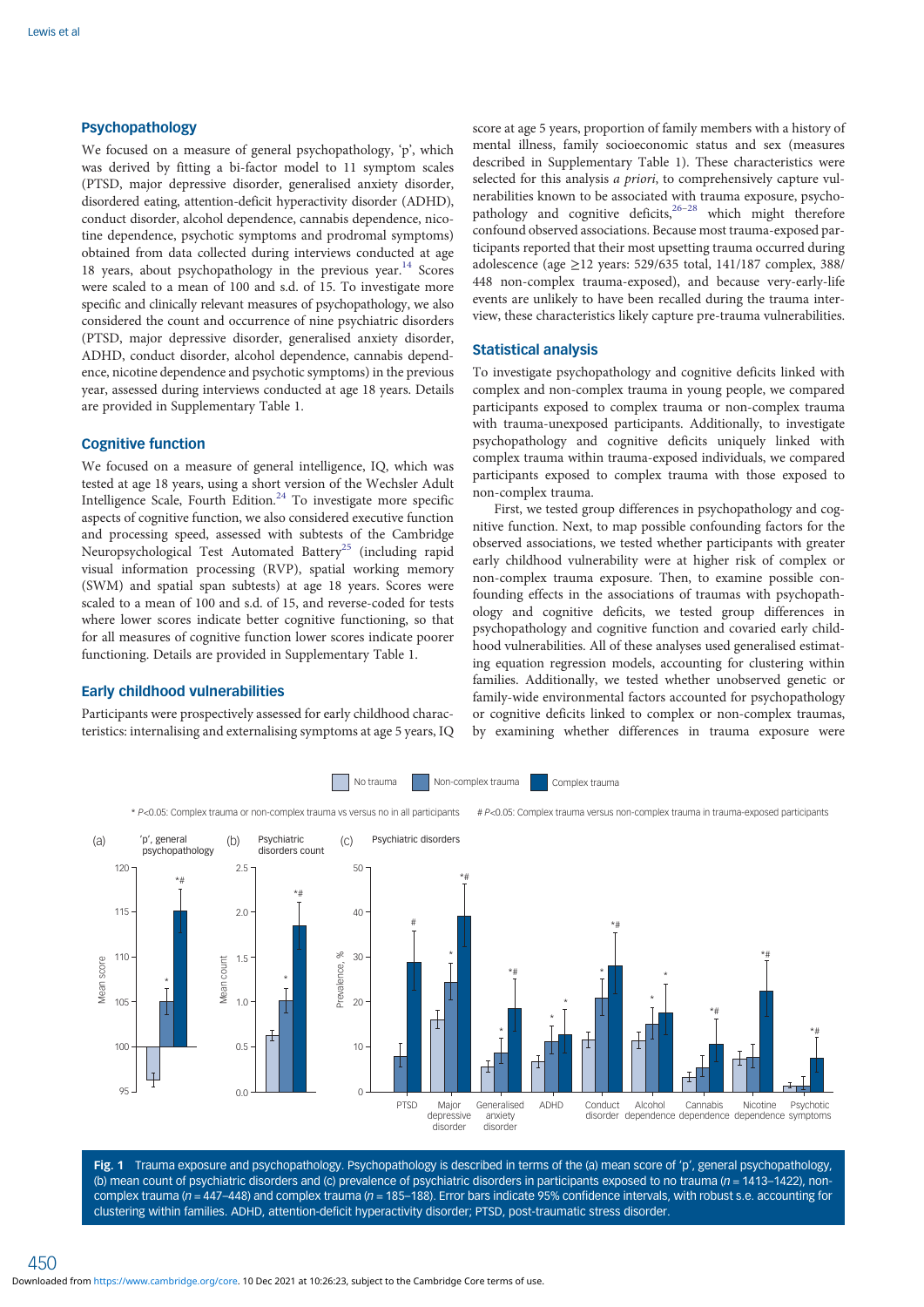## Psychopathology

We focused on a measure of general psychopathology, 'p', which was derived by fitting a bi-factor model to 11 symptom scales (PTSD, major depressive disorder, generalised anxiety disorder, disordered eating, attention-deficit hyperactivity disorder (ADHD), conduct disorder, alcohol dependence, cannabis dependence, nicotine dependence, psychotic symptoms and prodromal symptoms) obtained from data collected during interviews conducted at age 18 years, about psychopathology in the previous year.[14] Scores were scaled to a mean of 100 and s.d. of 15. To investigate more specific and clinically relevant measures of psychopathology, we also considered the count and occurrence of nine psychiatric disorders (PTSD, major depressive disorder, generalised anxiety disorder, ADHD, conduct disorder, alcohol dependence, cannabis dependence, nicotine dependence and psychotic symptoms) in the previous year, assessed during interviews conducted at age 18 years. Details are provided in Supplementary Table 1.

## Cognitive function

We focused on a measure of general intelligence, IQ, which was tested at age 18 years, using a short version of the Wechsler Adult Intelligence Scale, Fourth Edition.[24] To investigate more specific aspects of cognitive function, we also considered executive function and processing speed, assessed with subtests of the Cambridge Neuropsychological Test Automated Battery[25] (including rapid visual information processing (RVP), spatial working memory (SWM) and spatial span subtests) at age 18 years. Scores were scaled to a mean of 100 and s.d. of 15, and reverse-coded for tests where lower scores indicate better cognitive functioning, so that for all measures of cognitive function lower scores indicate poorer functioning. Details are provided in Supplementary Table 1.

## Early childhood vulnerabilities

Participants were prospectively assessed for early childhood characteristics: internalising and externalising symptoms at age 5 years, IQ score at age 5 years, proportion of family members with a history of mental illness, family socioeconomic status and sex (measures described in Supplementary Table 1). These characteristics were selected for this analysis *a priori*, to comprehensively capture vulnerabilities known to be associated with trauma exposure, psychopathology and cognitive deficits,[26–28] which might therefore confound observed associations. Because most trauma-exposed participants reported that their most upsetting trauma occurred during adolescence (age ≥12 years: 529/635 total, 141/187 complex, 388/448 non-complex trauma-exposed), and because very-early-life events are unlikely to have been recalled during the trauma interview, these characteristics likely capture pre-trauma vulnerabilities.

## Statistical analysis

To investigate psychopathology and cognitive deficits linked with complex and non-complex trauma in young people, we compared participants exposed to complex trauma or non-complex trauma with trauma-unexposed participants. Additionally, to investigate psychopathology and cognitive deficits uniquely linked with complex trauma within trauma-exposed individuals, we compared participants exposed to complex trauma with those exposed to non-complex trauma.

First, we tested group differences in psychopathology and cognitive function. Next, to map possible confounding factors for the observed associations, we tested whether participants with greater early childhood vulnerability were at higher risk of complex or non-complex trauma exposure. Then, to examine possible confounding effects in the associations of traumas with psychopathology and cognitive deficits, we tested group differences in psychopathology and cognitive function and covaried early childhood vulnerabilities. All of these analyses used generalised estimating equation regression models, accounting for clustering within families. Additionally, we tested whether unobserved genetic or family-wide environmental factors accounted for psychopathology or cognitive deficits linked to complex or non-complex traumas, by examining whether differences in trauma exposure were

**Fig. 1** Trauma exposure and psychopathology. Psychopathology is described in terms of the (a) mean score of 'p', general psychopathology, (b) mean count of psychiatric disorders and (c) prevalence of psychiatric disorders in participants exposed to no trauma ($n$ = 1413–1422), non-complex trauma ($n$ = 447–448) and complex trauma ($n$ = 185–188). Error bars indicate 95% confidence intervals, with robust s.e. accounting for clustering within families. ADHD, attention-deficit hyperactivity disorder; PTSD, post-traumatic stress disorder.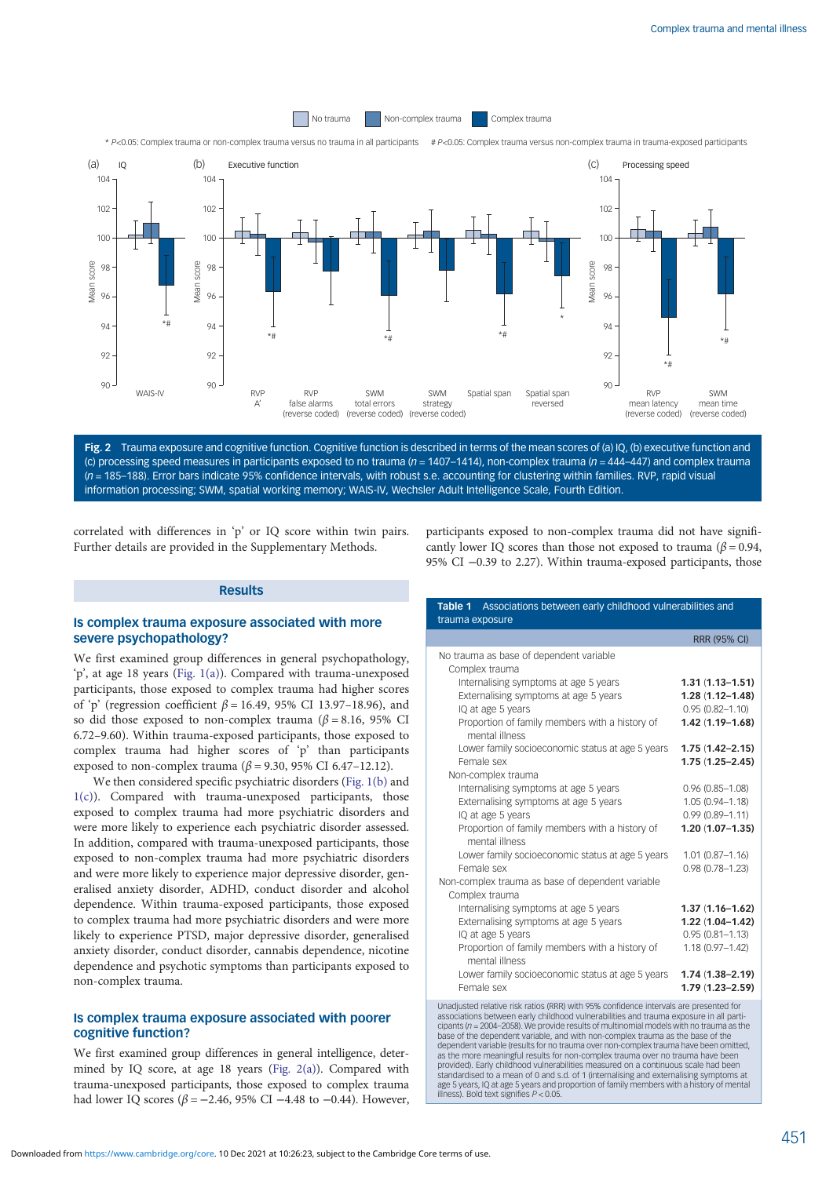Fig. 2 Trauma exposure and cognitive function. Cognitive function is described in terms of the mean scores of (a) IQ, (b) executive function and (c) processing speed measures in participants exposed to no trauma ($n$ = 1407–1414), non-complex trauma ($n$ = 444–447) and complex trauma ($n$ = 185–188). Error bars indicate 95% confidence intervals, with robust s.e. accounting for clustering within families. RVP, rapid visual information processing; SWM, spatial working memory; WAIS-IV, Wechsler Adult Intelligence Scale, Fourth Edition.

correlated with differences in 'p' or IQ score within twin pairs. Further details are provided in the Supplementary Methods.

## Results

### Is complex trauma exposure associated with more severe psychopathology?

We first examined group differences in general psychopathology, 'p', at age 18 years (Fig. 1(a)). Compared with trauma-unexposed participants, those exposed to complex trauma had higher scores of 'p' (regression coefficient $\beta$ = 16.49, 95% CI 13.97–18.96), and so did those exposed to non-complex trauma ($\beta$ = 8.16, 95% CI 6.72–9.60). Within trauma-exposed participants, those exposed to complex trauma had higher scores of 'p' than participants exposed to non-complex trauma ($\beta$ = 9.30, 95% CI 6.47–12.12).

We then considered specific psychiatric disorders (Fig. 1(b) and 1(c)). Compared with trauma-unexposed participants, those exposed to complex trauma had more psychiatric disorders and were more likely to experience each psychiatric disorder assessed. In addition, compared with trauma-unexposed participants, those exposed to non-complex trauma had more psychiatric disorders and were more likely to experience major depressive disorder, generalised anxiety disorder, ADHD, conduct disorder and alcohol dependence. Within trauma-exposed participants, those exposed to complex trauma had more psychiatric disorders and were more likely to experience PTSD, major depressive disorder, generalised anxiety disorder, conduct disorder, cannabis dependence, nicotine dependence and psychotic symptoms than participants exposed to non-complex trauma.

### Is complex trauma exposure associated with poorer cognitive function?

We first examined group differences in general intelligence, determined by IQ score, at age 18 years (Fig. 2(a)). Compared with trauma-unexposed participants, those exposed to complex trauma had lower IQ scores ($\beta$ = −2.46, 95% CI −4.48 to −0.44). However, participants exposed to non-complex trauma did not have significantly lower IQ scores than those not exposed to trauma ($\beta$ = 0.94, 95% CI −0.39 to 2.27). Within trauma-exposed participants, those

**Table 1** Associations between early childhood vulnerabilities and trauma exposure

| | RRR (95% CI) |
|---|---|
| No trauma as base of dependent variable | |
| Complex trauma | |
| Internalising symptoms at age 5 years | **1.31** (**1.13–1.51**) |
| Externalising symptoms at age 5 years | **1.28** (**1.12–1.48**) |
| IQ at age 5 years | 0.95 (0.82–1.10) |
| Proportion of family members with a history of mental illness | **1.42** (**1.19–1.68**) |
| Lower family socioeconomic status at age 5 years | **1.75** (**1.42–2.15**) |
| Female sex | **1.75** (**1.25–2.45**) |
| Non-complex trauma | |
| Internalising symptoms at age 5 years | 0.96 (0.85–1.08) |
| Externalising symptoms at age 5 years | 1.05 (0.94–1.18) |
| IQ at age 5 years | 0.99 (0.89–1.11) |
| Proportion of family members with a history of mental illness | **1.20** (**1.07–1.35**) |
| Lower family socioeconomic status at age 5 years | 1.01 (0.87–1.16) |
| Female sex | 0.98 (0.78–1.23) |
| Non-complex trauma as base of dependent variable | |
| Complex trauma | |
| Internalising symptoms at age 5 years | **1.37** (**1.16–1.62**) |
| Externalising symptoms at age 5 years | **1.22** (**1.04–1.42**) |
| IQ at age 5 years | 0.95 (0.81–1.13) |
| Proportion of family members with a history of mental illness | 1.18 (0.97–1.42) |
| Lower family socioeconomic status at age 5 years | **1.74** (**1.38–2.19**) |
| Female sex | **1.79** (**1.23–2.59**) |

Unadjusted relative risk ratios (RRR) with 95% confidence intervals are presented for associations between early childhood vulnerabilities and trauma exposure in all participants ($n$ = 2004–2058). We provide results of multinomial models with no trauma as the base of the dependent variable, and with non-complex trauma as the base of the dependent variable (results for no trauma over non-complex trauma have been omitted, as the more meaningful results for non-complex trauma over no trauma have been provided). Early childhood vulnerabilities measured on a continuous scale had been standardised to a mean of 0 and s.d. of 1 (internalising and externalising symptoms at age 5 years, IQ at age 5 years and proportion of family members with a history of mental illness). Bold text signifies $P$ < 0.05.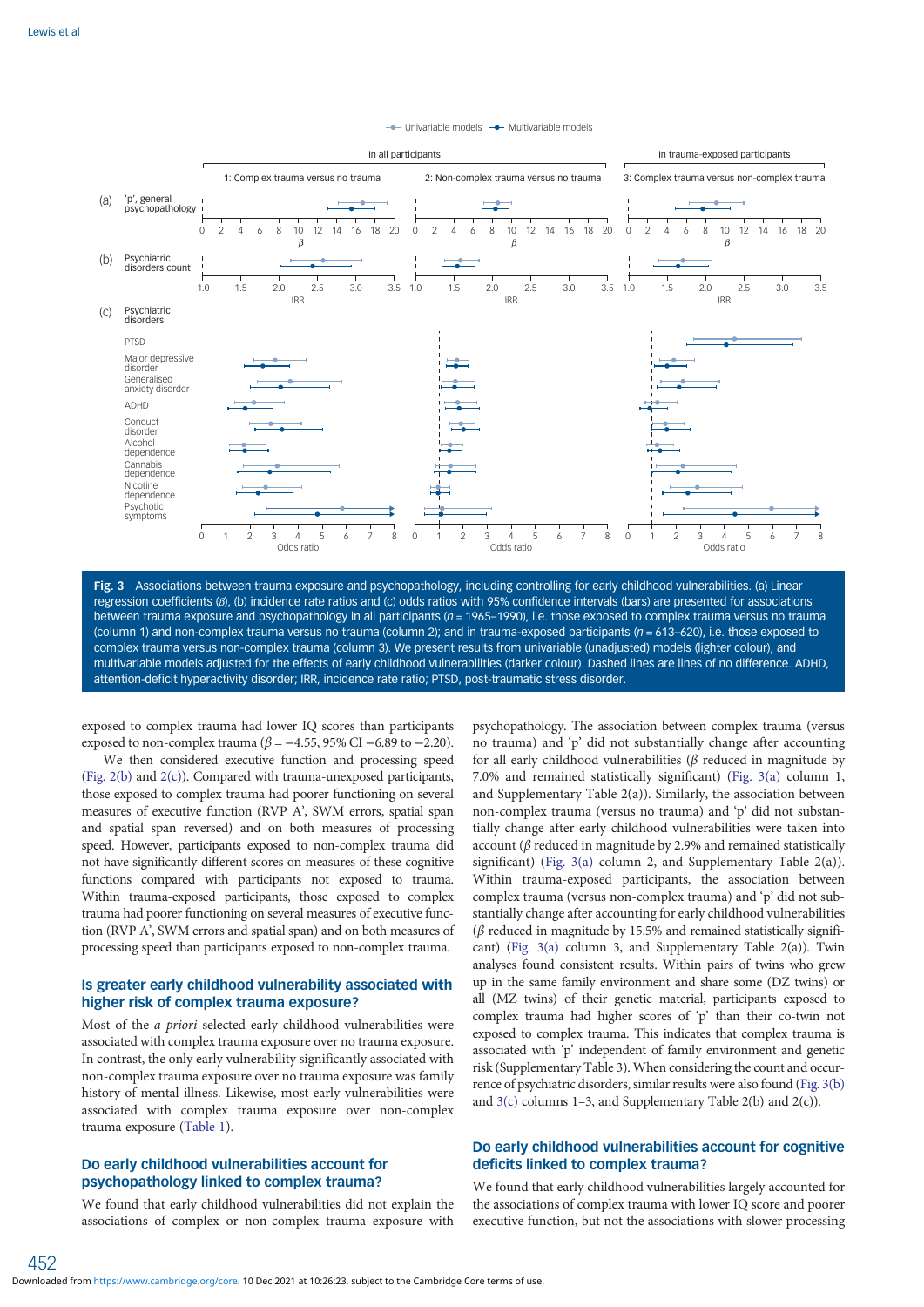Fig. 3 Associations between trauma exposure and psychopathology, including controlling for early childhood vulnerabilities. (a) Linear regression coefficients ($\beta$), (b) incidence rate ratios and (c) odds ratios with 95% confidence intervals (bars) are presented for associations between trauma exposure and psychopathology in all participants ($n$ = 1965–1990), i.e. those exposed to complex trauma versus no trauma (column 1) and non-complex trauma versus no trauma (column 2); and in trauma-exposed participants ($n$ = 613–620), i.e. those exposed to complex trauma versus non-complex trauma (column 3). We present results from univariable (unadjusted) models (lighter colour), and multivariable models adjusted for the effects of early childhood vulnerabilities (darker colour). Dashed lines are lines of no difference. ADHD, attention-deficit hyperactivity disorder; IRR, incidence rate ratio; PTSD, post-traumatic stress disorder.

exposed to complex trauma had lower IQ scores than participants exposed to non-complex trauma ($\beta = -4.55$, 95% CI −6.89 to −2.20).

We then considered executive function and processing speed (Fig. 2(b) and 2(c)). Compared with trauma-unexposed participants, those exposed to complex trauma had poorer functioning on several measures of executive function (RVP A', SWM errors, spatial span and spatial span reversed) and on both measures of processing speed. However, participants exposed to non-complex trauma did not have significantly different scores on measures of these cognitive functions compared with participants not exposed to trauma. Within trauma-exposed participants, those exposed to complex trauma had poorer functioning on several measures of executive function (RVP A', SWM errors and spatial span) and on both measures of processing speed than participants exposed to non-complex trauma.

## Is greater early childhood vulnerability associated with higher risk of complex trauma exposure?

Most of the *a priori* selected early childhood vulnerabilities were associated with complex trauma exposure over no trauma exposure. In contrast, the only early vulnerability significantly associated with non-complex trauma exposure over no trauma exposure was family history of mental illness. Likewise, most early vulnerabilities were associated with complex trauma exposure over non-complex trauma exposure (Table 1).

## Do early childhood vulnerabilities account for psychopathology linked to complex trauma?

We found that early childhood vulnerabilities did not explain the associations of complex or non-complex trauma exposure with psychopathology. The association between complex trauma (versus no trauma) and 'p' did not substantially change after accounting for all early childhood vulnerabilities ($\beta$ reduced in magnitude by 7.0% and remained statistically significant) (Fig. 3(a) column 1, and Supplementary Table 2(a)). Similarly, the association between non-complex trauma (versus no trauma) and 'p' did not substantially change after early childhood vulnerabilities were taken into account ($\beta$ reduced in magnitude by 2.9% and remained statistically significant) (Fig. 3(a) column 2, and Supplementary Table 2(a)). Within trauma-exposed participants, the association between complex trauma (versus non-complex trauma) and 'p' did not substantially change after accounting for early childhood vulnerabilities ($\beta$ reduced in magnitude by 15.5% and remained statistically significant) (Fig. 3(a) column 3, and Supplementary Table 2(a)). Twin analyses found consistent results. Within pairs of twins who grew up in the same family environment and share some (DZ twins) or all (MZ twins) of their genetic material, participants exposed to complex trauma had higher scores of 'p' than their co-twin not exposed to complex trauma. This indicates that complex trauma is associated with 'p' independent of family environment and genetic risk (Supplementary Table 3). When considering the count and occurrence of psychiatric disorders, similar results were also found (Fig. 3(b) and 3(c) columns 1–3, and Supplementary Table 2(b) and 2(c)).

## Do early childhood vulnerabilities account for cognitive deficits linked to complex trauma?

We found that early childhood vulnerabilities largely accounted for the associations of complex trauma with lower IQ score and poorer executive function, but not the associations with slower processing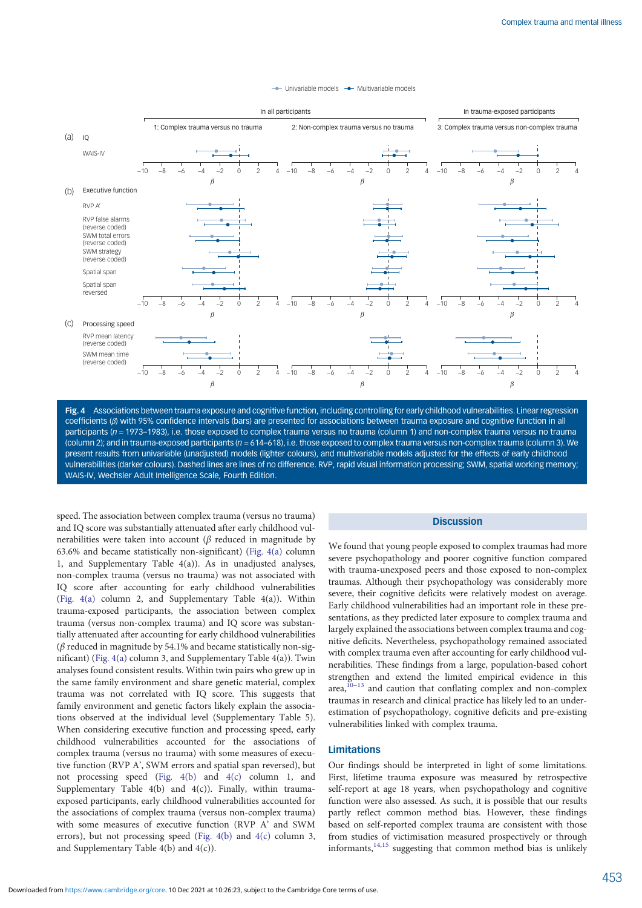Fig. 4 Associations between trauma exposure and cognitive function, including controlling for early childhood vulnerabilities. Linear regression coefficients (β) with 95% confidence intervals (bars) are presented for associations between trauma exposure and cognitive function in all participants ($n$ = 1973–1983), i.e. those exposed to complex trauma versus no trauma (column 1) and non-complex trauma versus no trauma (column 2); and in trauma-exposed participants ($n$ = 614–618), i.e. those exposed to complex trauma versus non-complex trauma (column 3). We present results from univariable (unadjusted) models (lighter colours), and multivariable models adjusted for the effects of early childhood vulnerabilities (darker colours). Dashed lines are lines of no difference. RVP, rapid visual information processing; SWM, spatial working memory; WAIS-IV, Wechsler Adult Intelligence Scale, Fourth Edition.

speed. The association between complex trauma (versus no trauma) and IQ score was substantially attenuated after early childhood vulnerabilities were taken into account (β reduced in magnitude by 63.6% and became statistically non-significant) (Fig. 4(a) column 1, and Supplementary Table 4(a)). In unadjusted analyses, non-complex trauma (versus no trauma) was not associated with IQ score after accounting for early childhood vulnerabilities (Fig. 4(a) column 2, and Supplementary Table 4(a)). Within trauma-exposed participants, the association between complex trauma (versus non-complex trauma) and IQ score was substantially attenuated after accounting for early childhood vulnerabilities (β reduced in magnitude by 54.1% and became statistically non-significant) (Fig. 4(a) column 3, and Supplementary Table 4(a)). Twin analyses found consistent results. Within twin pairs who grew up in the same family environment and share genetic material, complex trauma was not correlated with IQ score. This suggests that family environment and genetic factors likely explain the associations observed at the individual level (Supplementary Table 5). When considering executive function and processing speed, early childhood vulnerabilities accounted for the associations of complex trauma (versus no trauma) with some measures of executive function (RVP A', SWM errors and spatial span reversed), but not processing speed (Fig. 4(b) and 4(c) column 1, and Supplementary Table 4(b) and 4(c)). Finally, within trauma-exposed participants, early childhood vulnerabilities accounted for the associations of complex trauma (versus non-complex trauma) with some measures of executive function (RVP A' and SWM errors), but not processing speed (Fig. 4(b) and 4(c) column 3, and Supplementary Table 4(b) and 4(c)).

## Discussion

We found that young people exposed to complex traumas had more severe psychopathology and poorer cognitive function compared with trauma-unexposed peers and those exposed to non-complex traumas. Although their psychopathology was considerably more severe, their cognitive deficits were relatively modest on average. Early childhood vulnerabilities had an important role in these presentations, as they predicted later exposure to complex trauma and largely explained the associations between complex trauma and cognitive deficits. Nevertheless, psychopathology remained associated with complex trauma even after accounting for early childhood vulnerabilities. These findings from a large, population-based cohort strengthen and extend the limited empirical evidence in this area,[10–13] and caution that conflating complex and non-complex traumas in research and clinical practice has likely led to an underestimation of psychopathology, cognitive deficits and pre-existing vulnerabilities linked with complex trauma.

### Limitations

Our findings should be interpreted in light of some limitations. First, lifetime trauma exposure was measured by retrospective self-report at age 18 years, when psychopathology and cognitive function were also assessed. As such, it is possible that our results partly reflect common method bias. However, these findings based on self-reported complex trauma are consistent with those from studies of victimisation measured prospectively or through informants,[14,15] suggesting that common method bias is unlikely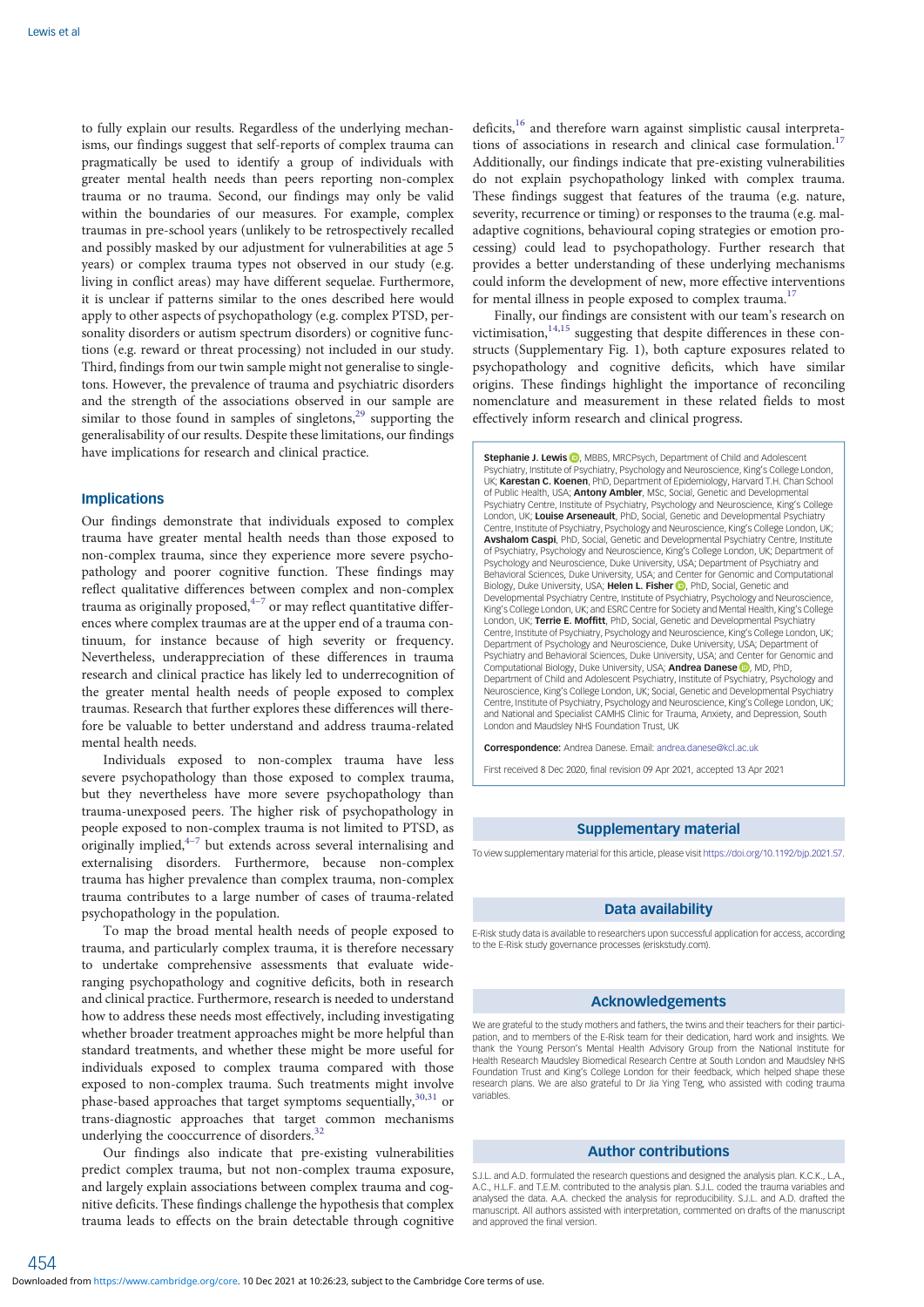to fully explain our results. Regardless of the underlying mechanisms, our findings suggest that self-reports of complex trauma can pragmatically be used to identify a group of individuals with greater mental health needs than peers reporting non-complex trauma or no trauma. Second, our findings may only be valid within the boundaries of our measures. For example, complex traumas in pre-school years (unlikely to be retrospectively recalled and possibly masked by our adjustment for vulnerabilities at age 5 years) or complex trauma types not observed in our study (e.g. living in conflict areas) may have different sequelae. Furthermore, it is unclear if patterns similar to the ones described here would apply to other aspects of psychopathology (e.g. complex PTSD, personality disorders or autism spectrum disorders) or cognitive functions (e.g. reward or threat processing) not included in our study. Third, findings from our twin sample might not generalise to singletons. However, the prevalence of trauma and psychiatric disorders and the strength of the associations observed in our sample are similar to those found in samples of singletons,[29] supporting the generalisability of our results. Despite these limitations, our findings have implications for research and clinical practice.

## Implications

Our findings demonstrate that individuals exposed to complex trauma have greater mental health needs than those exposed to non-complex trauma, since they experience more severe psychopathology and poorer cognitive function. These findings may reflect qualitative differences between complex and non-complex trauma as originally proposed,[4–7] or may reflect quantitative differences where complex traumas are at the upper end of a trauma continuum, for instance because of high severity or frequency. Nevertheless, underappreciation of these differences in trauma research and clinical practice has likely led to underrecognition of the greater mental health needs of people exposed to complex traumas. Research that further explores these differences will therefore be valuable to better understand and address trauma-related mental health needs.

Individuals exposed to non-complex trauma have less severe psychopathology than those exposed to complex trauma, but they nevertheless have more severe psychopathology than trauma-unexposed peers. The higher risk of psychopathology in people exposed to non-complex trauma is not limited to PTSD, as originally implied,[4–7] but extends across several internalising and externalising disorders. Furthermore, because non-complex trauma has higher prevalence than complex trauma, non-complex trauma contributes to a large number of cases of trauma-related psychopathology in the population.

To map the broad mental health needs of people exposed to trauma, and particularly complex trauma, it is therefore necessary to undertake comprehensive assessments that evaluate wide-ranging psychopathology and cognitive deficits, both in research and clinical practice. Furthermore, research is needed to understand how to address these needs most effectively, including investigating whether broader treatment approaches might be more helpful than standard treatments, and whether these might be more useful for individuals exposed to complex trauma compared with those exposed to non-complex trauma. Such treatments might involve phase-based approaches that target symptoms sequentially,[30,31] or trans-diagnostic approaches that target common mechanisms underlying the cooccurrence of disorders.[32]

Our findings also indicate that pre-existing vulnerabilities predict complex trauma, but not non-complex trauma exposure, and largely explain associations between complex trauma and cognitive deficits. These findings challenge the hypothesis that complex trauma leads to effects on the brain detectable through cognitive deficits,[16] and therefore warn against simplistic causal interpretations of associations in research and clinical case formulation.[17] Additionally, our findings indicate that pre-existing vulnerabilities do not explain psychopathology linked with complex trauma. These findings suggest that features of the trauma (e.g. nature, severity, recurrence or timing) or responses to the trauma (e.g. maladaptive cognitions, behavioural coping strategies or emotion processing) could lead to psychopathology. Further research that provides a better understanding of these underlying mechanisms could inform the development of new, more effective interventions for mental illness in people exposed to complex trauma.[17]

Finally, our findings are consistent with our team's research on victimisation,[14,15] suggesting that despite differences in these constructs (Supplementary Fig. 1), both capture exposures related to psychopathology and cognitive deficits, which have similar origins. These findings highlight the importance of reconciling nomenclature and measurement in these related fields to most effectively inform research and clinical progress.

**Stephanie J. Lewis**, MBBS, MRCPsych, Department of Child and Adolescent Psychiatry, Institute of Psychiatry, Psychology and Neuroscience, King's College London, UK; **Karestan C. Koenen**, PhD, Department of Epidemiology, Harvard T.H. Chan School of Public Health, USA; **Antony Ambler**, MSc, Social, Genetic and Developmental Psychiatry Centre, Institute of Psychiatry, Psychology and Neuroscience, King's College London, UK; **Louise Arseneault**, PhD, Social, Genetic and Developmental Psychiatry Centre, Institute of Psychiatry, Psychology and Neuroscience, King's College London, UK; **Avshalom Caspi**, PhD, Social, Genetic and Developmental Psychiatry Centre, Institute of Psychiatry, Psychology and Neuroscience, King's College London, UK; Department of Psychology and Neuroscience, Duke University, USA; Department of Psychiatry and Behavioral Sciences, Duke University, USA; and Center for Genomic and Computational Biology, Duke University, USA; **Helen L. Fisher**, PhD, Social, Genetic and Developmental Psychiatry Centre, Institute of Psychiatry, Psychology and Neuroscience, King's College London, UK; and ESRC Centre for Society and Mental Health, King's College London, UK; **Terrie E. Moffitt**, PhD, Social, Genetic and Developmental Psychiatry Centre, Institute of Psychiatry, Psychology and Neuroscience, King's College London, UK; Department of Psychology and Neuroscience, Duke University, USA; Department of Psychiatry and Behavioral Sciences, Duke University, USA; and Center for Genomic and Computational Biology, Duke University, USA; **Andrea Danese**, MD, PhD, Department of Child and Adolescent Psychiatry, Institute of Psychiatry, Psychology and Neuroscience, King's College London, UK; Social, Genetic and Developmental Psychiatry Centre, Institute of Psychiatry, Psychology and Neuroscience, King's College London, UK; and National and Specialist CAMHS Clinic for Trauma, Anxiety, and Depression, South London and Maudsley NHS Foundation Trust, UK

**Correspondence:** Andrea Danese. Email: andrea.danese@kcl.ac.uk

First received 8 Dec 2020, final revision 09 Apr 2021, accepted 13 Apr 2021

## Supplementary material

To view supplementary material for this article, please visit https://doi.org/10.1192/bjp.2021.57.

## Data availability

E-Risk study data is available to researchers upon successful application for access, according to the E-Risk study governance processes (eriskstudy.com).

## Acknowledgements

We are grateful to the study mothers and fathers, the twins and their teachers for their participation, and to members of the E-Risk team for their dedication, hard work and insights. We thank the Young Person's Mental Health Advisory Group from the National Institute for Health Research Maudsley Biomedical Research Centre at South London and Maudsley NHS Foundation Trust and King's College London for their feedback, which helped shape these research plans. We are also grateful to Dr Jia Ying Teng, who assisted with coding trauma variables.

## Author contributions

S.J.L. and A.D. formulated the research questions and designed the analysis plan. K.C.K., L.A., A.C., H.L.F. and T.E.M. contributed to the analysis plan. S.J.L. coded the trauma variables and analysed the data. A.A. checked the analysis for reproducibility. S.J.L. and A.D. drafted the manuscript. All authors assisted with interpretation, commented on drafts of the manuscript and approved the final version.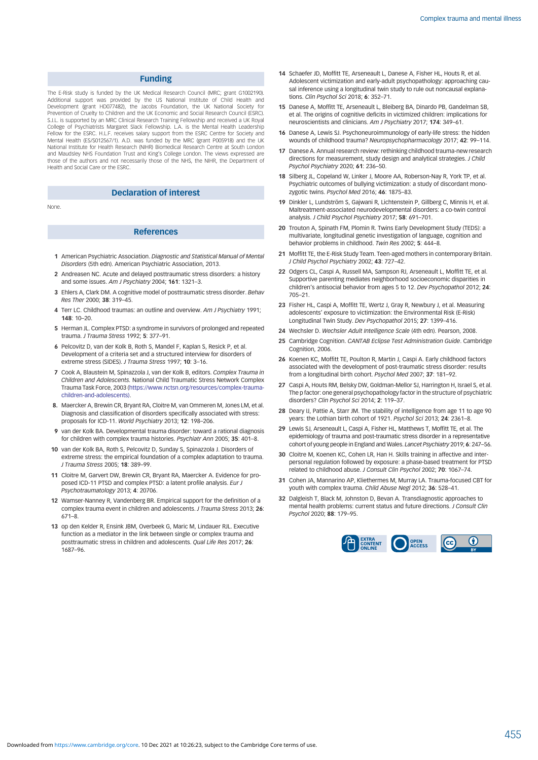## Funding

The E-Risk study is funded by the UK Medical Research Council (MRC; grant G1002190). Additional support was provided by the US National Institute of Child Health and Development (grant HD077482), the Jacobs Foundation, the UK National Society for Prevention of Cruelty to Children and the UK Economic and Social Research Council (ESRC). S.J.L. is supported by an MRC Clinical Research Training Fellowship and received a UK Royal College of Psychiatrists Margaret Slack Fellowship. L.A. is the Mental Health Leadership Fellow for the ESRC. H.L.F. receives salary support from the ESRC Centre for Society and Mental Health (ES/S012567/1). A.D. was funded by the MRC (grant P005918) and the UK National Institute for Health Research (NIHR) Biomedical Research Centre at South London and Maudsley NHS Foundation Trust and King's College London. The views expressed are those of the authors and not necessarily those of the NHS, the NIHR, the Department of Health and Social Care or the ESRC.

## Declaration of interest

None.

## References

1 American Psychiatric Association. *Diagnostic and Statistical Manual of Mental Disorders* (5th edn). American Psychiatric Association, 2013.

2 Andreasen NC. Acute and delayed posttraumatic stress disorders: a history and some issues. *Am J Psychiatry* 2004; **161**: 1321–3.

3 Ehlers A, Clark DM. A cognitive model of posttraumatic stress disorder. *Behav Res Ther* 2000; **38**: 319–45.

4 Terr LC. Childhood traumas: an outline and overview. *Am J Psychiatry* 1991; **148**: 10–20.

5 Herman JL. Complex PTSD: a syndrome in survivors of prolonged and repeated trauma. *J Trauma Stress* 1992; **5**: 377–91.

6 Pelcovitz D, van der Kolk B, Roth S, Mandel F, Kaplan S, Resick P, et al. Development of a criteria set and a structured interview for disorders of extreme stress (SIDES). *J Trauma Stress* 1997; **10**: 3–16.

7 Cook A, Blaustein M, Spinazzola J, van der Kolk B, editors. *Complex Trauma in Children and Adolescents.* National Child Traumatic Stress Network Complex Trauma Task Force, 2003 (https://www.nctsn.org/resources/complex-trauma-children-and-adolescents).

8. Maercker A, Brewin CR, Bryant RA, Cloitre M, van Ommeren M, Jones LM, et al. Diagnosis and classification of disorders specifically associated with stress: proposals for ICD-11. *World Psychiatry* 2013; **12**: 198–206.

9 van der Kolk BA. Developmental trauma disorder: toward a rational diagnosis for children with complex trauma histories. *Psychiatr Ann* 2005; **35**: 401–8.

10 van der Kolk BA, Roth S, Pelcovitz D, Sunday S, Spinazzola J. Disorders of extreme stress: the empirical foundation of a complex adaptation to trauma. *J Trauma Stress* 2005; **18**: 389–99.

11 Cloitre M, Garvert DW, Brewin CR, Bryant RA, Maercker A. Evidence for proposed ICD-11 PTSD and complex PTSD: a latent profile analysis. *Eur J Psychotraumatology* 2013; **4**: 20706.

12 Wamser-Nanney R, Vandenberg BR. Empirical support for the definition of a complex trauma event in children and adolescents. *J Trauma Stress* 2013; **26**: 671–8.

13 op den Kelder R, Ensink JBM, Overbeek G, Maric M, Lindauer RJL. Executive function as a mediator in the link between single or complex trauma and posttraumatic stress in children and adolescents. *Qual Life Res* 2017; **26**: 1687–96.

14 Schaefer JD, Moffitt TE, Arseneault L, Danese A, Fisher HL, Houts R, et al. Adolescent victimization and early-adult psychopathology: approaching causal inference using a longitudinal twin study to rule out noncausal explanations. *Clin Psychol Sci* 2018; **6**: 352–71.

15 Danese A, Moffitt TE, Arseneault L, Bleiberg BA, Dinardo PB, Gandelman SB, et al. The origins of cognitive deficits in victimized children: implications for neuroscientists and clinicians. *Am J Psychiatry* 2017; **174**: 349–61.

16 Danese A, Lewis SJ. Psychoneuroimmunology of early-life stress: the hidden wounds of childhood trauma? *Neuropsychopharmacology* 2017; **42**: 99–114.

17 Danese A. Annual research review: rethinking childhood trauma-new research directions for measurement, study design and analytical strategies. *J Child Psychol Psychiatry* 2020; **61**: 236–50.

18 Silberg JL, Copeland W, Linker J, Moore AA, Roberson-Nay R, York TP, et al. Psychiatric outcomes of bullying victimization: a study of discordant monozygotic twins. *Psychol Med* 2016; **46**: 1875–83.

19 Dinkler L, Lundström S, Gajwani R, Lichtenstein P, Gillberg C, Minnis H, et al. Maltreatment-associated neurodevelopmental disorders: a co-twin control analysis. *J Child Psychol Psychiatry* 2017; **58**: 691–701.

20 Trouton A, Spinath FM, Plomin R. Twins Early Development Study (TEDS): a multivariate, longitudinal genetic investigation of language, cognition and behavior problems in childhood. *Twin Res* 2002; **5**: 444–8.

21 Moffitt TE, the E-Risk Study Team. Teen-aged mothers in contemporary Britain. *J Child Psychol Psychiatry* 2002; **43**: 727–42.

22 Odgers CL, Caspi A, Russell MA, Sampson RJ, Arseneault L, Moffitt TE, et al. Supportive parenting mediates neighborhood socioeconomic disparities in children's antisocial behavior from ages 5 to 12. *Dev Psychopathol* 2012; **24**: 705–21.

23 Fisher HL, Caspi A, Moffitt TE, Wertz J, Gray R, Newbury J, et al. Measuring adolescents' exposure to victimization: the Environmental Risk (E-Risk) Longitudinal Twin Study. *Dev Psychopathol* 2015; **27**: 1399–416.

24 Wechsler D. *Wechsler Adult Intelligence Scale* (4th edn). Pearson, 2008.

25 Cambridge Cognition. *CANTAB Eclipse Test Administration Guide*. Cambridge Cognition, 2006.

26 Koenen KC, Moffitt TE, Poulton R, Martin J, Caspi A. Early childhood factors associated with the development of post-traumatic stress disorder: results from a longitudinal birth cohort. *Psychol Med* 2007; **37**: 181–92.

27 Caspi A, Houts RM, Belsky DW, Goldman-Mellor SJ, Harrington H, Israel S, et al. The p factor: one general psychopathology factor in the structure of psychiatric disorders? *Clin Psychol Sci* 2014; **2**: 119–37.

28 Deary IJ, Pattie A, Starr JM. The stability of intelligence from age 11 to age 90 years: the Lothian birth cohort of 1921. *Psychol Sci* 2013; **24**: 2361–8.

29 Lewis SJ, Arseneault L, Caspi A, Fisher HL, Matthews T, Moffitt TE, et al. The epidemiology of trauma and post-traumatic stress disorder in a representative cohort of young people in England and Wales. *Lancet Psychiatry* 2019; **6**: 247–56.

30 Cloitre M, Koenen KC, Cohen LR, Han H. Skills training in affective and interpersonal regulation followed by exposure: a phase-based treatment for PTSD related to childhood abuse. *J Consult Clin Psychol* 2002; **70**: 1067–74.

31 Cohen JA, Mannarino AP, Kliethermes M, Murray LA. Trauma-focused CBT for youth with complex trauma. *Child Abuse Negl* 2012; **36**: 528–41.

32 Dalgleish T, Black M, Johnston D, Bevan A. Transdiagnostic approaches to mental health problems: current status and future directions. *J Consult Clin Psychol* 2020; **88**: 179–95.